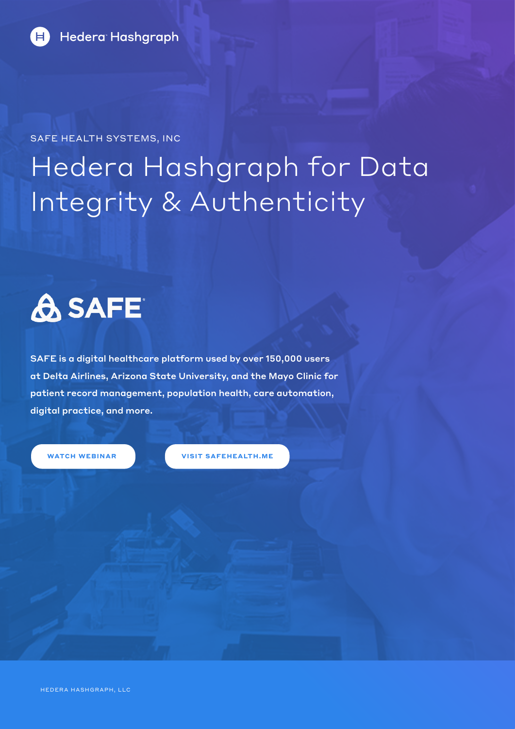Hedera Hashgraph

SAFE HEALTH SYSTEMS, INC

# Hedera Hashgraph for Data Integrity & Authenticity

SAFE

**SAFE is a digital healthcare platform used by over 150,000 users at Delta Airlines, Arizona State University, and the Mayo Clinic for patient record management, population health, care automation, digital practice, and more.**

WATCH WEBINAR

VISIT SAFEHEALTH.ME

HEDERA HASHGRAPH, LLC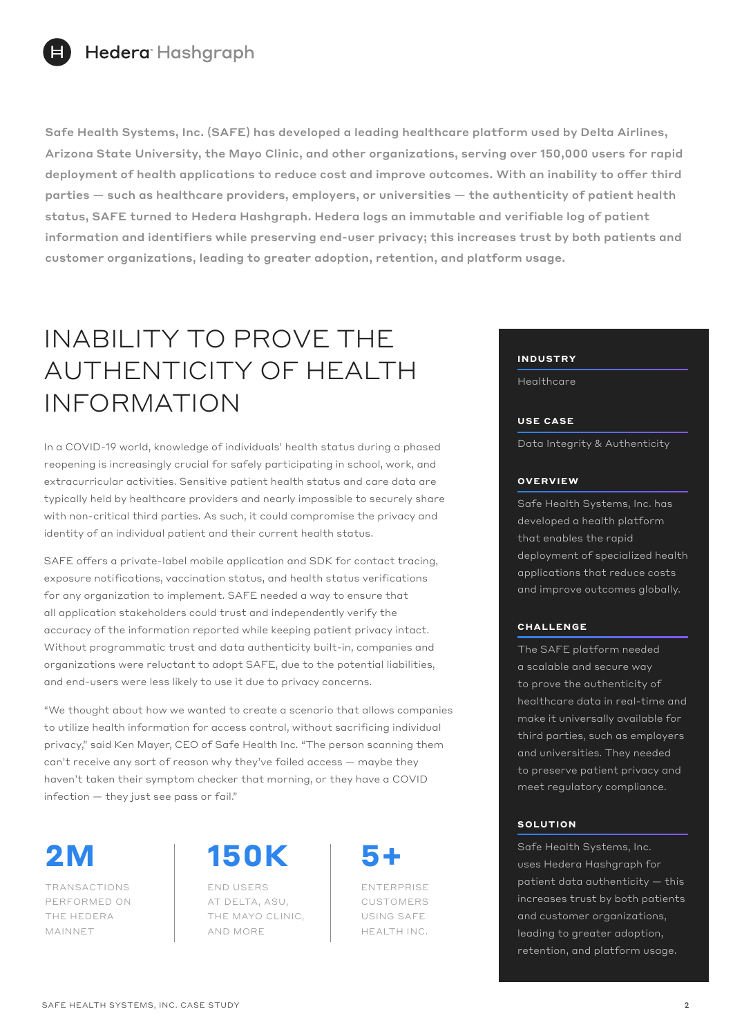Hedera Hashgraph

**Safe Health Systems, Inc. (SAFE) has developed a leading healthcare platform used by Delta Airlines, Arizona State University, the Mayo Clinic, and other organizations, serving over 150,000 users for rapid deployment of health applications to reduce cost and improve outcomes. With an inability to offer third parties — such as healthcare providers, employers, or universities — the authenticity of patient health status, SAFE turned to Hedera Hashgraph. Hedera logs an immutable and verifiable log of patient information and identifiers while preserving end-user privacy; this increases trust by both patients and customer organizations, leading to greater adoption, retention, and platform usage.**

# INABILITY TO PROVE THE AUTHENTICITY OF HEALTH INFORMATION

In a COVID-19 world, knowledge of individuals' health status during a phased reopening is increasingly crucial for safely participating in school, work, and extracurricular activities. Sensitive patient health status and care data are typically held by healthcare providers and nearly impossible to securely share with non-critical third parties. As such, it could compromise the privacy and identity of an individual patient and their current health status.

SAFE offers a private-label mobile application and SDK for contact tracing, exposure notifications, vaccination status, and health status verifications for any organization to implement. SAFE needed a way to ensure that all application stakeholders could trust and independently verify the accuracy of the information reported while keeping patient privacy intact. Without programmatic trust and data authenticity built-in, companies and organizations were reluctant to adopt SAFE, due to the potential liabilities, and end-users were less likely to use it due to privacy concerns.

"We thought about how we wanted to create a scenario that allows companies to utilize health information for access control, without sacrificing individual privacy," said Ken Mayer, CEO of Safe Health Inc. "The person scanning them can't receive any sort of reason why they've failed access — maybe they haven't taken their symptom checker that morning, or they have a COVID infection — they just see pass or fail."

**2M**
TRANSACTIONS PERFORMED ON THE HEDERA MAINNET

**150K**
END USERS AT DELTA, ASU, THE MAYO CLINIC, AND MORE

**5+**
ENTERPRISE CUSTOMERS USING SAFE HEALTH INC.

### INDUSTRY

Healthcare

### USE CASE

Data Integrity & Authenticity

### OVERVIEW

Safe Health Systems, Inc. has developed a health platform that enables the rapid deployment of specialized health applications that reduce costs and improve outcomes globally.

### CHALLENGE

The SAFE platform needed a scalable and secure way to prove the authenticity of healthcare data in real-time and make it universally available for third parties, such as employers and universities. They needed to preserve patient privacy and meet regulatory compliance.

### SOLUTION

Safe Health Systems, Inc. uses Hedera Hashgraph for patient data authenticity — this increases trust by both patients and customer organizations, leading to greater adoption, retention, and platform usage.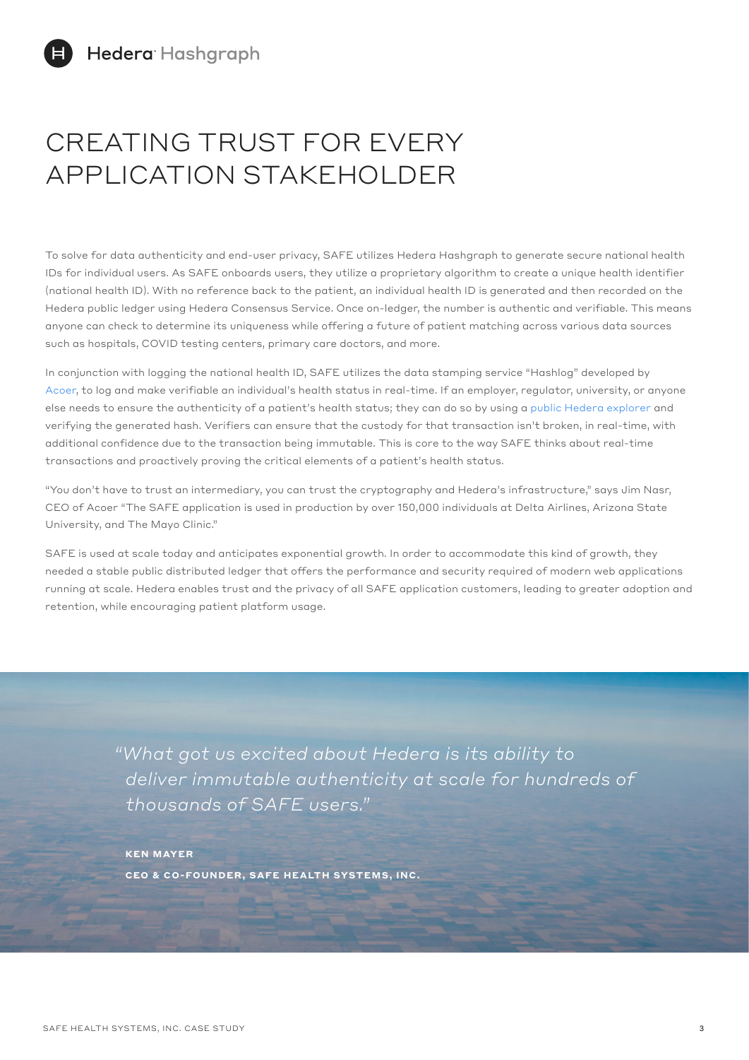# CREATING TRUST FOR EVERY APPLICATION STAKEHOLDER

To solve for data authenticity and end-user privacy, SAFE utilizes Hedera Hashgraph to generate secure national health IDs for individual users. As SAFE onboards users, they utilize a proprietary algorithm to create a unique health identifier (national health ID). With no reference back to the patient, an individual health ID is generated and then recorded on the Hedera public ledger using Hedera Consensus Service. Once on-ledger, the number is authentic and verifiable. This means anyone can check to determine its uniqueness while offering a future of patient matching across various data sources such as hospitals, COVID testing centers, primary care doctors, and more.

In conjunction with logging the national health ID, SAFE utilizes the data stamping service "Hashlog" developed by Acoer, to log and make verifiable an individual's health status in real-time. If an employer, regulator, university, or anyone else needs to ensure the authenticity of a patient's health status; they can do so by using a public Hedera explorer and verifying the generated hash. Verifiers can ensure that the custody for that transaction isn't broken, in real-time, with additional confidence due to the transaction being immutable. This is core to the way SAFE thinks about real-time transactions and proactively proving the critical elements of a patient's health status.

"You don't have to trust an intermediary, you can trust the cryptography and Hedera's infrastructure," says Jim Nasr, CEO of Acoer "The SAFE application is used in production by over 150,000 individuals at Delta Airlines, Arizona State University, and The Mayo Clinic."

SAFE is used at scale today and anticipates exponential growth. In order to accommodate this kind of growth, they needed a stable public distributed ledger that offers the performance and security required of modern web applications running at scale. Hedera enables trust and the privacy of all SAFE application customers, leading to greater adoption and retention, while encouraging patient platform usage.

> *"What got us excited about Hedera is its ability to deliver immutable authenticity at scale for hundreds of thousands of SAFE users."*
>
> **KEN MAYER**
>
> **CEO & CO-FOUNDER, SAFE HEALTH SYSTEMS, INC.**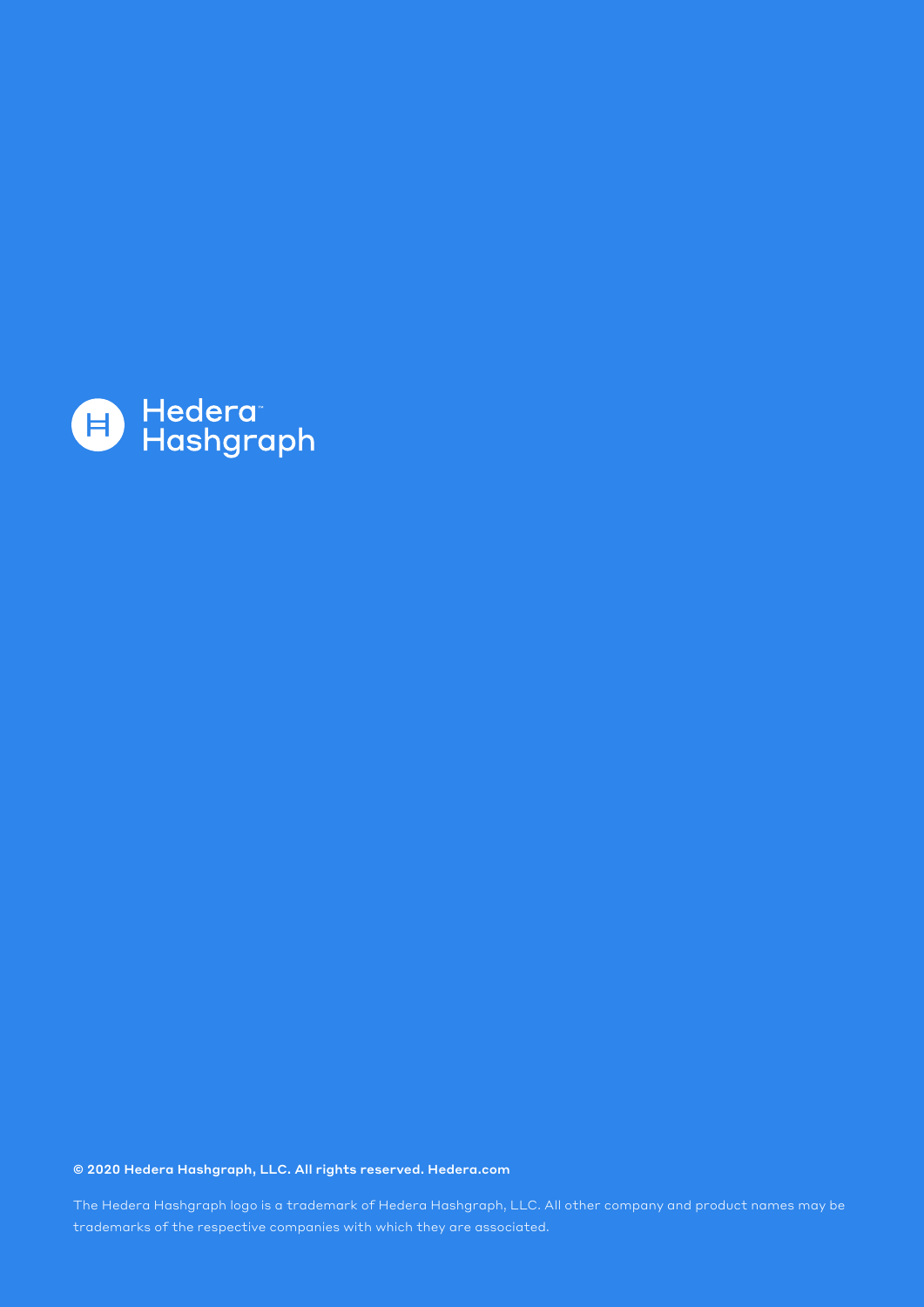Hedera™ Hashgraph

**© 2020 Hedera Hashgraph, LLC. All rights reserved. Hedera.com**

The Hedera Hashgraph logo is a trademark of Hedera Hashgraph, LLC. All other company and product names may be trademarks of the respective companies with which they are associated.